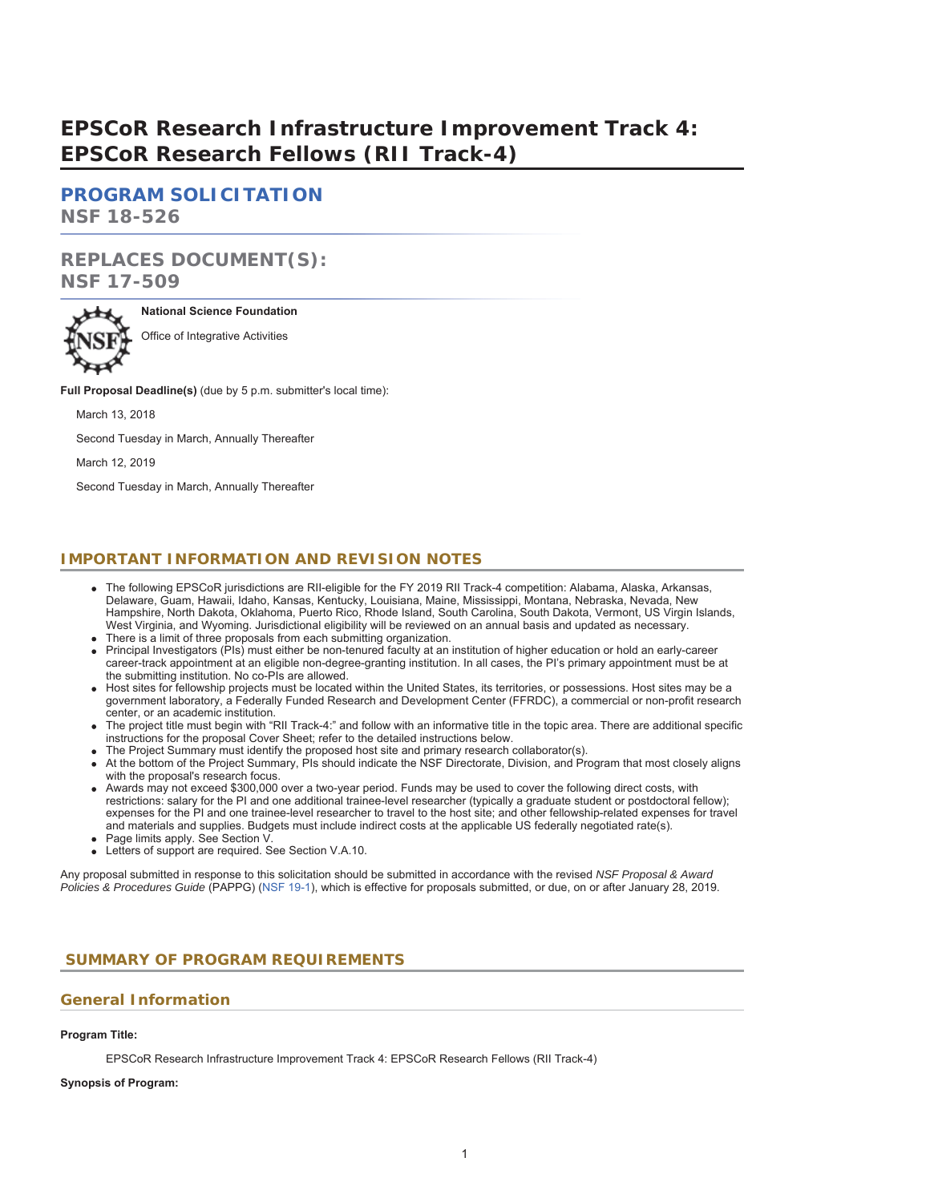# EPSCoR Research Infrastructure Improvement Track 4: EPSCoR Research Fellows (RII Track-4)

## PROGRAM SOLICITATION
## NSF 18-526

## REPLACES DOCUMENT(S):
## NSF 17-509

**National Science Foundation**

Office of Integrative Activities

**Full Proposal Deadline(s)** (due by 5 p.m. submitter's local time):

March 13, 2018

Second Tuesday in March, Annually Thereafter

March 12, 2019

Second Tuesday in March, Annually Thereafter

## IMPORTANT INFORMATION AND REVISION NOTES

- The following EPSCoR jurisdictions are RII-eligible for the FY 2019 RII Track-4 competition: Alabama, Alaska, Arkansas, Delaware, Guam, Hawaii, Idaho, Kansas, Kentucky, Louisiana, Maine, Mississippi, Montana, Nebraska, Nevada, New Hampshire, North Dakota, Oklahoma, Puerto Rico, Rhode Island, South Carolina, South Dakota, Vermont, US Virgin Islands, West Virginia, and Wyoming. Jurisdictional eligibility will be reviewed on an annual basis and updated as necessary.
- There is a limit of three proposals from each submitting organization.
- Principal Investigators (PIs) must either be non-tenured faculty at an institution of higher education or hold an early-career career-track appointment at an eligible non-degree-granting institution. In all cases, the PI's primary appointment must be at the submitting institution. No co-PIs are allowed.
- Host sites for fellowship projects must be located within the United States, its territories, or possessions. Host sites may be a government laboratory, a Federally Funded Research and Development Center (FFRDC), a commercial or non-profit research center, or an academic institution.
- The project title must begin with "RII Track-4:" and follow with an informative title in the topic area. There are additional specific instructions for the proposal Cover Sheet; refer to the detailed instructions below.
- The Project Summary must identify the proposed host site and primary research collaborator(s).
- At the bottom of the Project Summary, PIs should indicate the NSF Directorate, Division, and Program that most closely aligns with the proposal's research focus.
- Awards may not exceed $300,000 over a two-year period. Funds may be used to cover the following direct costs, with restrictions: salary for the PI and one additional trainee-level researcher (typically a graduate student or postdoctoral fellow); expenses for the PI and one trainee-level researcher to travel to the host site; and other fellowship-related expenses for travel and materials and supplies. Budgets must include indirect costs at the applicable US federally negotiated rate(s).
- Page limits apply. See Section V.
- Letters of support are required. See Section V.A.10.

Any proposal submitted in response to this solicitation should be submitted in accordance with the revised *NSF Proposal & Award Policies & Procedures Guide* (PAPPG) (NSF 19-1), which is effective for proposals submitted, or due, on or after January 28, 2019.

## SUMMARY OF PROGRAM REQUIREMENTS

### General Information

**Program Title:**

EPSCoR Research Infrastructure Improvement Track 4: EPSCoR Research Fellows (RII Track-4)

**Synopsis of Program:**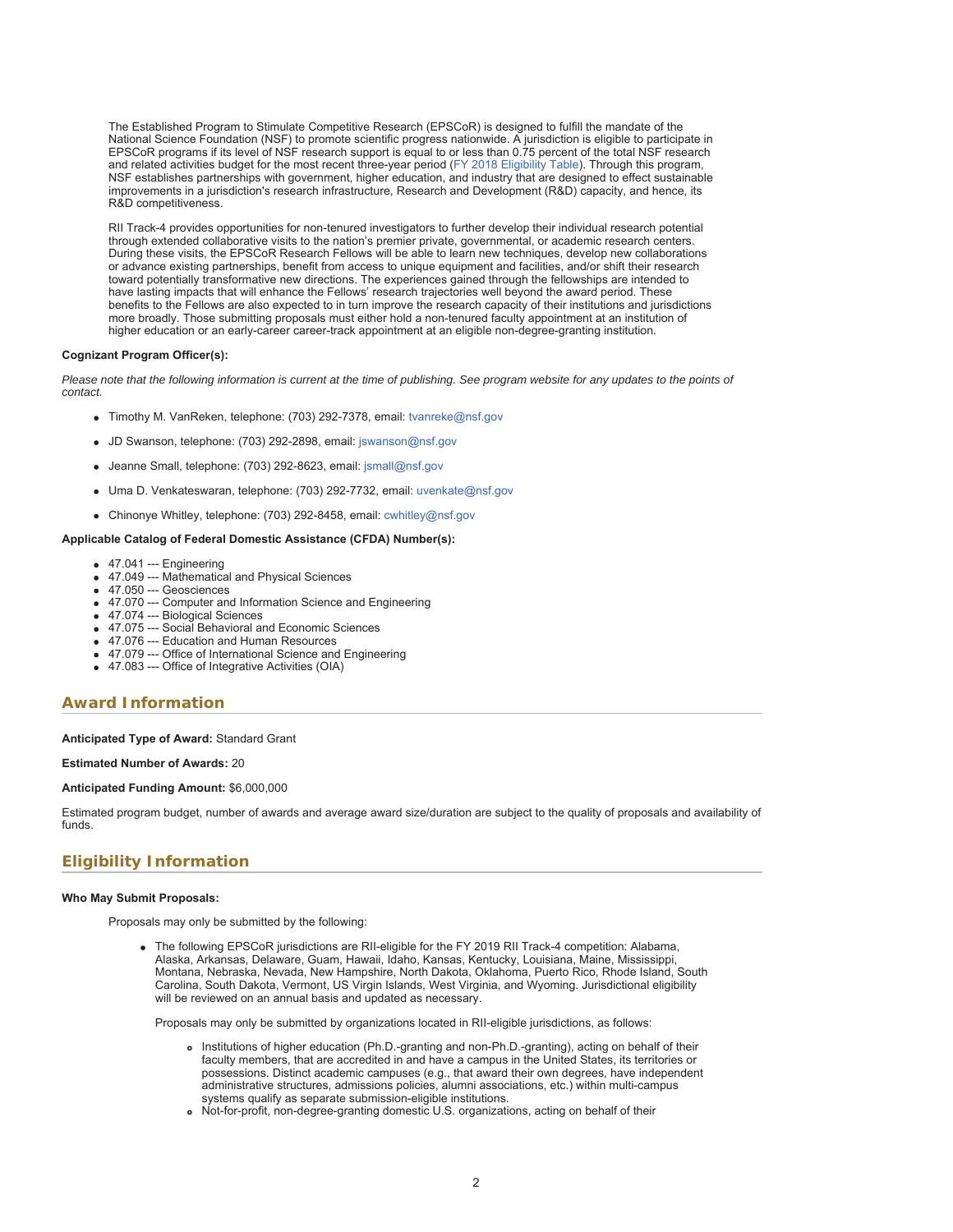The Established Program to Stimulate Competitive Research (EPSCoR) is designed to fulfill the mandate of the National Science Foundation (NSF) to promote scientific progress nationwide. A jurisdiction is eligible to participate in EPSCoR programs if its level of NSF research support is equal to or less than 0.75 percent of the total NSF research and related activities budget for the most recent three-year period (FY 2018 Eligibility Table). Through this program, NSF establishes partnerships with government, higher education, and industry that are designed to effect sustainable improvements in a jurisdiction's research infrastructure, Research and Development (R&D) capacity, and hence, its R&D competitiveness.

RII Track-4 provides opportunities for non-tenured investigators to further develop their individual research potential through extended collaborative visits to the nation's premier private, governmental, or academic research centers. During these visits, the EPSCoR Research Fellows will be able to learn new techniques, develop new collaborations or advance existing partnerships, benefit from access to unique equipment and facilities, and/or shift their research toward potentially transformative new directions. The experiences gained through the fellowships are intended to have lasting impacts that will enhance the Fellows' research trajectories well beyond the award period. These benefits to the Fellows are also expected to in turn improve the research capacity of their institutions and jurisdictions more broadly. Those submitting proposals must either hold a non-tenured faculty appointment at an institution of higher education or an early-career career-track appointment at an eligible non-degree-granting institution.

**Cognizant Program Officer(s):**

*Please note that the following information is current at the time of publishing. See program website for any updates to the points of contact.*

- Timothy M. VanReken, telephone: (703) 292-7378, email: tvanreke@nsf.gov
- JD Swanson, telephone: (703) 292-2898, email: jswanson@nsf.gov
- Jeanne Small, telephone: (703) 292-8623, email: jsmall@nsf.gov
- Uma D. Venkateswaran, telephone: (703) 292-7732, email: uvenkate@nsf.gov
- Chinonye Whitley, telephone: (703) 292-8458, email: cwhitley@nsf.gov

**Applicable Catalog of Federal Domestic Assistance (CFDA) Number(s):**

- 47.041 --- Engineering
- 47.049 --- Mathematical and Physical Sciences
- 47.050 --- Geosciences
- 47.070 --- Computer and Information Science and Engineering
- 47.074 --- Biological Sciences
- 47.075 --- Social Behavioral and Economic Sciences
- 47.076 --- Education and Human Resources
- 47.079 --- Office of International Science and Engineering
- 47.083 --- Office of Integrative Activities (OIA)

## Award Information

**Anticipated Type of Award:** Standard Grant

**Estimated Number of Awards:** 20

**Anticipated Funding Amount:** $6,000,000

Estimated program budget, number of awards and average award size/duration are subject to the quality of proposals and availability of funds.

## Eligibility Information

**Who May Submit Proposals:**

Proposals may only be submitted by the following:

- The following EPSCoR jurisdictions are RII-eligible for the FY 2019 RII Track-4 competition: Alabama, Alaska, Arkansas, Delaware, Guam, Hawaii, Idaho, Kansas, Kentucky, Louisiana, Maine, Mississippi, Montana, Nebraska, Nevada, New Hampshire, North Dakota, Oklahoma, Puerto Rico, Rhode Island, South Carolina, South Dakota, Vermont, US Virgin Islands, West Virginia, and Wyoming. Jurisdictional eligibility will be reviewed on an annual basis and updated as necessary.

  Proposals may only be submitted by organizations located in RII-eligible jurisdictions, as follows:

  - Institutions of higher education (Ph.D.-granting and non-Ph.D.-granting), acting on behalf of their faculty members, that are accredited in and have a campus in the United States, its territories or possessions. Distinct academic campuses (e.g., that award their own degrees, have independent administrative structures, admissions policies, alumni associations, etc.) within multi-campus systems qualify as separate submission-eligible institutions.
  - Not-for-profit, non-degree-granting domestic U.S. organizations, acting on behalf of their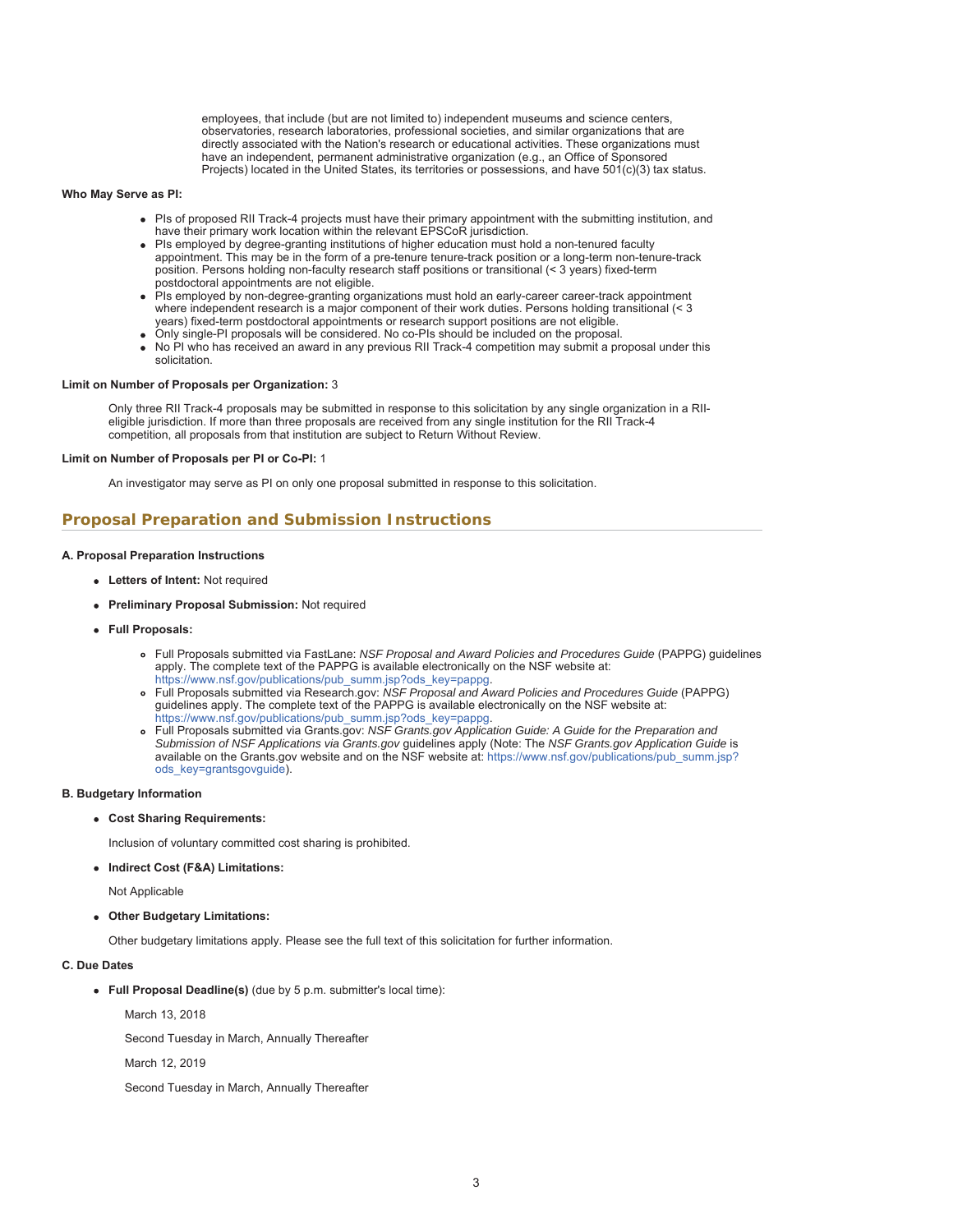employees, that include (but are not limited to) independent museums and science centers, observatories, research laboratories, professional societies, and similar organizations that are directly associated with the Nation's research or educational activities. These organizations must have an independent, permanent administrative organization (e.g., an Office of Sponsored Projects) located in the United States, its territories or possessions, and have 501(c)(3) tax status.

**Who May Serve as PI:**

- PIs of proposed RII Track-4 projects must have their primary appointment with the submitting institution, and have their primary work location within the relevant EPSCoR jurisdiction.
- PIs employed by degree-granting institutions of higher education must hold a non-tenured faculty appointment. This may be in the form of a pre-tenure tenure-track position or a long-term non-tenure-track position. Persons holding non-faculty research staff positions or transitional (< 3 years) fixed-term postdoctoral appointments are not eligible.
- PIs employed by non-degree-granting organizations must hold an early-career career-track appointment where independent research is a major component of their work duties. Persons holding transitional (< 3 years) fixed-term postdoctoral appointments or research support positions are not eligible.
- Only single-PI proposals will be considered. No co-PIs should be included on the proposal.
- No PI who has received an award in any previous RII Track-4 competition may submit a proposal under this solicitation.

**Limit on Number of Proposals per Organization:** 3

Only three RII Track-4 proposals may be submitted in response to this solicitation by any single organization in a RII-eligible jurisdiction. If more than three proposals are received from any single institution for the RII Track-4 competition, all proposals from that institution are subject to Return Without Review.

**Limit on Number of Proposals per PI or Co-PI:** 1

An investigator may serve as PI on only one proposal submitted in response to this solicitation.

## Proposal Preparation and Submission Instructions

**A. Proposal Preparation Instructions**

- **Letters of Intent:** Not required
- **Preliminary Proposal Submission:** Not required
- **Full Proposals:**
  - Full Proposals submitted via FastLane: *NSF Proposal and Award Policies and Procedures Guide* (PAPPG) guidelines apply. The complete text of the PAPPG is available electronically on the NSF website at: https://www.nsf.gov/publications/pub_summ.jsp?ods_key=pappg.
  - Full Proposals submitted via Research.gov: *NSF Proposal and Award Policies and Procedures Guide* (PAPPG) guidelines apply. The complete text of the PAPPG is available electronically on the NSF website at: https://www.nsf.gov/publications/pub_summ.jsp?ods_key=pappg.
  - Full Proposals submitted via Grants.gov: *NSF Grants.gov Application Guide: A Guide for the Preparation and Submission of NSF Applications via Grants.gov* guidelines apply (Note: The *NSF Grants.gov Application Guide* is available on the Grants.gov website and on the NSF website at: https://www.nsf.gov/publications/pub_summ.jsp?ods_key=grantsgovguide).

**B. Budgetary Information**

- **Cost Sharing Requirements:**

  Inclusion of voluntary committed cost sharing is prohibited.

- **Indirect Cost (F&A) Limitations:**

  Not Applicable

- **Other Budgetary Limitations:**

  Other budgetary limitations apply. Please see the full text of this solicitation for further information.

**C. Due Dates**

- **Full Proposal Deadline(s)** (due by 5 p.m. submitter's local time):

  March 13, 2018

  Second Tuesday in March, Annually Thereafter

  March 12, 2019

  Second Tuesday in March, Annually Thereafter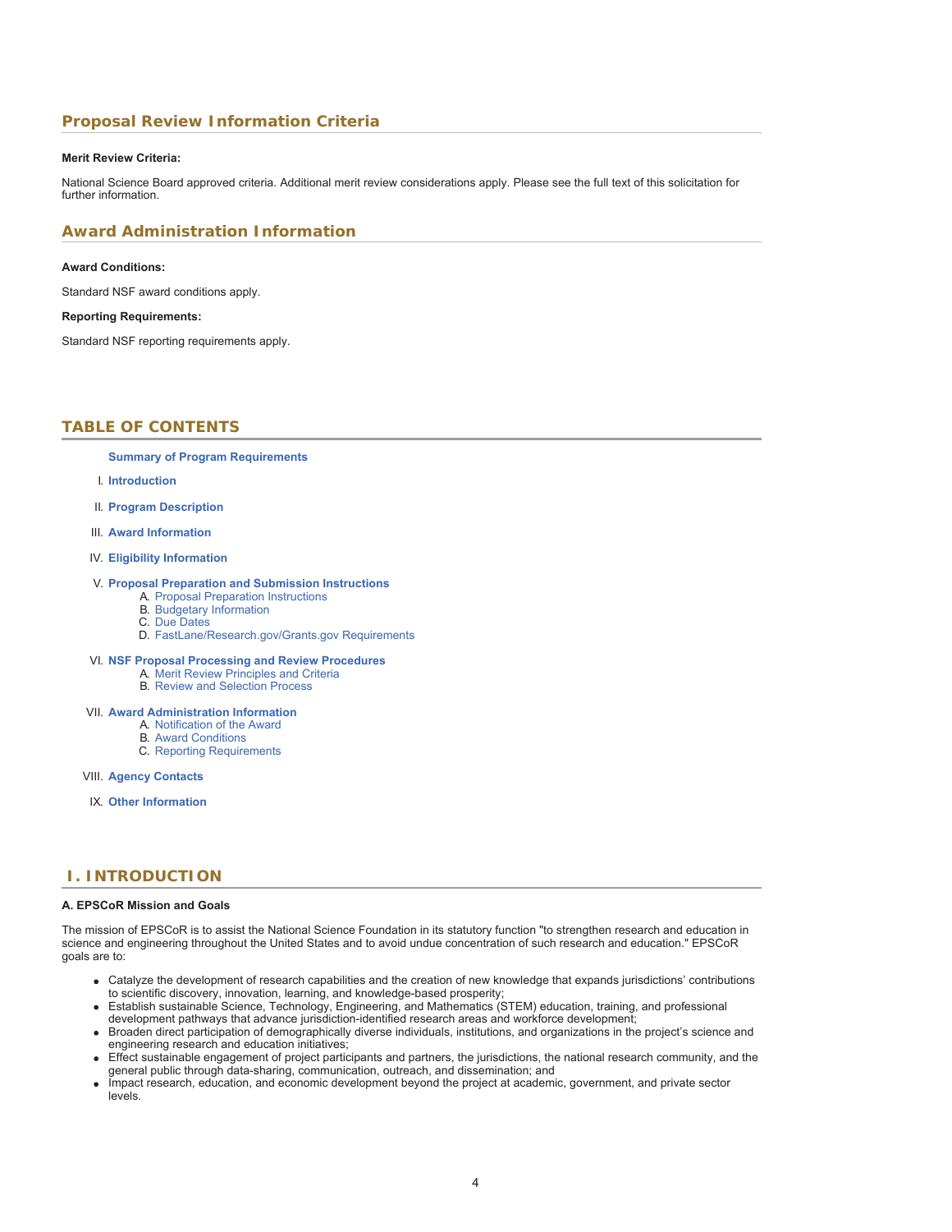## Proposal Review Information Criteria

**Merit Review Criteria:**

National Science Board approved criteria. Additional merit review considerations apply. Please see the full text of this solicitation for further information.

## Award Administration Information

**Award Conditions:**

Standard NSF award conditions apply.

**Reporting Requirements:**

Standard NSF reporting requirements apply.

## TABLE OF CONTENTS

**Summary of Program Requirements**

I. **Introduction**

II. **Program Description**

III. **Award Information**

IV. **Eligibility Information**

V. **Proposal Preparation and Submission Instructions**
   A. Proposal Preparation Instructions
   B. Budgetary Information
   C. Due Dates
   D. FastLane/Research.gov/Grants.gov Requirements

VI. **NSF Proposal Processing and Review Procedures**
   A. Merit Review Principles and Criteria
   B. Review and Selection Process

VII. **Award Administration Information**
   A. Notification of the Award
   B. Award Conditions
   C. Reporting Requirements

VIII. **Agency Contacts**

IX. **Other Information**

## I. INTRODUCTION

**A. EPSCoR Mission and Goals**

The mission of EPSCoR is to assist the National Science Foundation in its statutory function "to strengthen research and education in science and engineering throughout the United States and to avoid undue concentration of such research and education." EPSCoR goals are to:

- Catalyze the development of research capabilities and the creation of new knowledge that expands jurisdictions' contributions to scientific discovery, innovation, learning, and knowledge-based prosperity;
- Establish sustainable Science, Technology, Engineering, and Mathematics (STEM) education, training, and professional development pathways that advance jurisdiction-identified research areas and workforce development;
- Broaden direct participation of demographically diverse individuals, institutions, and organizations in the project's science and engineering research and education initiatives;
- Effect sustainable engagement of project participants and partners, the jurisdictions, the national research community, and the general public through data-sharing, communication, outreach, and dissemination; and
- Impact research, education, and economic development beyond the project at academic, government, and private sector levels.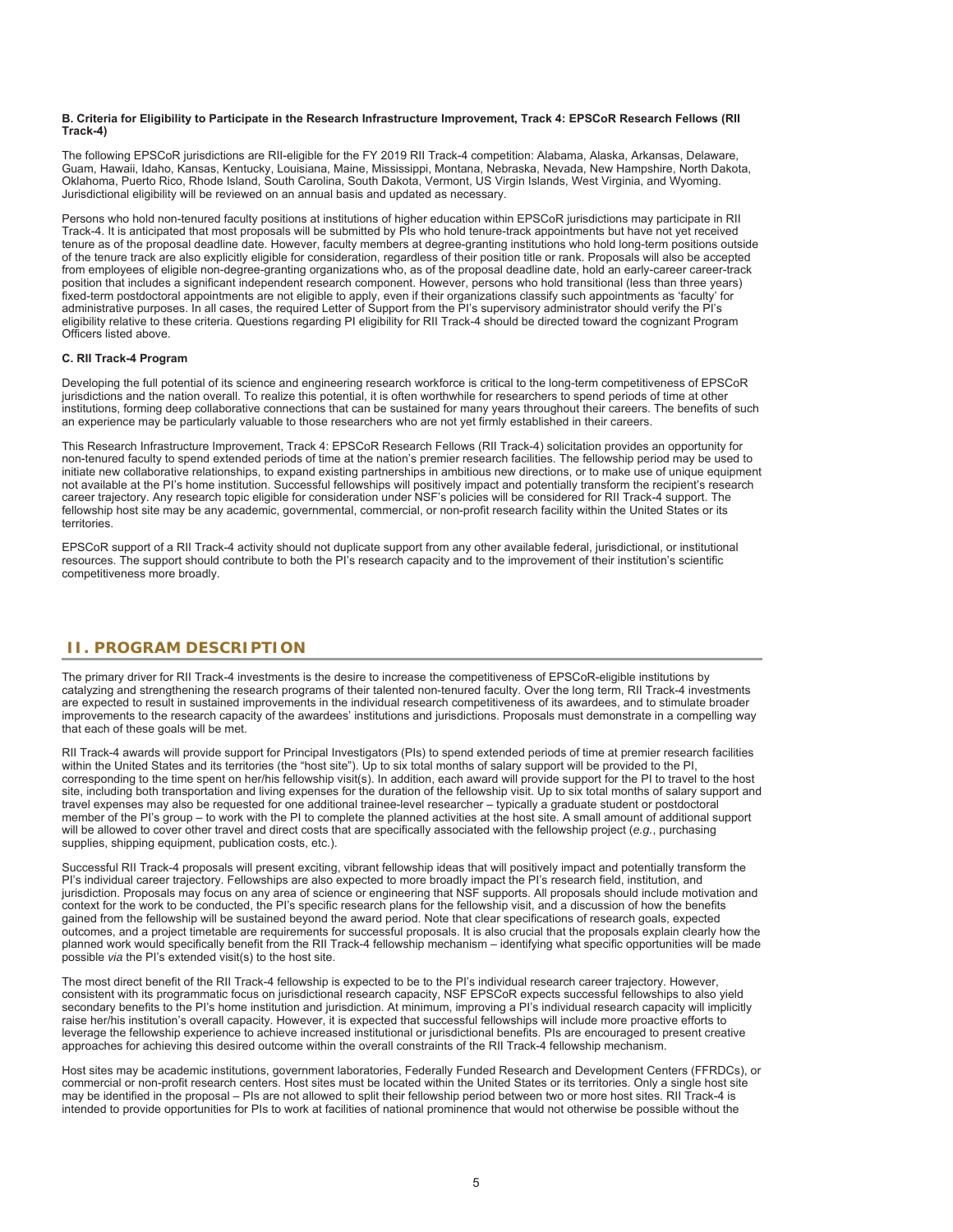#### B. Criteria for Eligibility to Participate in the Research Infrastructure Improvement, Track 4: EPSCoR Research Fellows (RII Track-4)

The following EPSCoR jurisdictions are RII-eligible for the FY 2019 RII Track-4 competition: Alabama, Alaska, Arkansas, Delaware, Guam, Hawaii, Idaho, Kansas, Kentucky, Louisiana, Maine, Mississippi, Montana, Nebraska, Nevada, New Hampshire, North Dakota, Oklahoma, Puerto Rico, Rhode Island, South Carolina, South Dakota, Vermont, US Virgin Islands, West Virginia, and Wyoming. Jurisdictional eligibility will be reviewed on an annual basis and updated as necessary.

Persons who hold non-tenured faculty positions at institutions of higher education within EPSCoR jurisdictions may participate in RII Track-4. It is anticipated that most proposals will be submitted by PIs who hold tenure-track appointments but have not yet received tenure as of the proposal deadline date. However, faculty members at degree-granting institutions who hold long-term positions outside of the tenure track are also explicitly eligible for consideration, regardless of their position title or rank. Proposals will also be accepted from employees of eligible non-degree-granting organizations who, as of the proposal deadline date, hold an early-career career-track position that includes a significant independent research component. However, persons who hold transitional (less than three years) fixed-term postdoctoral appointments are not eligible to apply, even if their organizations classify such appointments as 'faculty' for administrative purposes. In all cases, the required Letter of Support from the PI's supervisory administrator should verify the PI's eligibility relative to these criteria. Questions regarding PI eligibility for RII Track-4 should be directed toward the cognizant Program Officers listed above.

#### C. RII Track-4 Program

Developing the full potential of its science and engineering research workforce is critical to the long-term competitiveness of EPSCoR jurisdictions and the nation overall. To realize this potential, it is often worthwhile for researchers to spend periods of time at other institutions, forming deep collaborative connections that can be sustained for many years throughout their careers. The benefits of such an experience may be particularly valuable to those researchers who are not yet firmly established in their careers.

This Research Infrastructure Improvement, Track 4: EPSCoR Research Fellows (RII Track-4) solicitation provides an opportunity for non-tenured faculty to spend extended periods of time at the nation's premier research facilities. The fellowship period may be used to initiate new collaborative relationships, to expand existing partnerships in ambitious new directions, or to make use of unique equipment not available at the PI's home institution. Successful fellowships will positively impact and potentially transform the recipient's research career trajectory. Any research topic eligible for consideration under NSF's policies will be considered for RII Track-4 support. The fellowship host site may be any academic, governmental, commercial, or non-profit research facility within the United States or its territories.

EPSCoR support of a RII Track-4 activity should not duplicate support from any other available federal, jurisdictional, or institutional resources. The support should contribute to both the PI's research capacity and to the improvement of their institution's scientific competitiveness more broadly.

## II. PROGRAM DESCRIPTION

The primary driver for RII Track-4 investments is the desire to increase the competitiveness of EPSCoR-eligible institutions by catalyzing and strengthening the research programs of their talented non-tenured faculty. Over the long term, RII Track-4 investments are expected to result in sustained improvements in the individual research competitiveness of its awardees, and to stimulate broader improvements to the research capacity of the awardees' institutions and jurisdictions. Proposals must demonstrate in a compelling way that each of these goals will be met.

RII Track-4 awards will provide support for Principal Investigators (PIs) to spend extended periods of time at premier research facilities within the United States and its territories (the "host site"). Up to six total months of salary support will be provided to the PI, corresponding to the time spent on her/his fellowship visit(s). In addition, each award will provide support for the PI to travel to the host site, including both transportation and living expenses for the duration of the fellowship visit. Up to six total months of salary support and travel expenses may also be requested for one additional trainee-level researcher – typically a graduate student or postdoctoral member of the PI's group – to work with the PI to complete the planned activities at the host site. A small amount of additional support will be allowed to cover other travel and direct costs that are specifically associated with the fellowship project (*e.g.*, purchasing supplies, shipping equipment, publication costs, etc.).

Successful RII Track-4 proposals will present exciting, vibrant fellowship ideas that will positively impact and potentially transform the PI's individual career trajectory. Fellowships are also expected to more broadly impact the PI's research field, institution, and jurisdiction. Proposals may focus on any area of science or engineering that NSF supports. All proposals should include motivation and context for the work to be conducted, the PI's specific research plans for the fellowship visit, and a discussion of how the benefits gained from the fellowship will be sustained beyond the award period. Note that clear specifications of research goals, expected outcomes, and a project timetable are requirements for successful proposals. It is also crucial that the proposals explain clearly how the planned work would specifically benefit from the RII Track-4 fellowship mechanism – identifying what specific opportunities will be made possible *via* the PI's extended visit(s) to the host site.

The most direct benefit of the RII Track-4 fellowship is expected to be to the PI's individual research career trajectory. However, consistent with its programmatic focus on jurisdictional research capacity, NSF EPSCoR expects successful fellowships to also yield secondary benefits to the PI's home institution and jurisdiction. At minimum, improving a PI's individual research capacity will implicitly raise her/his institution's overall capacity. However, it is expected that successful fellowships will include more proactive efforts to leverage the fellowship experience to achieve increased institutional or jurisdictional benefits. PIs are encouraged to present creative approaches for achieving this desired outcome within the overall constraints of the RII Track-4 fellowship mechanism.

Host sites may be academic institutions, government laboratories, Federally Funded Research and Development Centers (FFRDCs), or commercial or non-profit research centers. Host sites must be located within the United States or its territories. Only a single host site may be identified in the proposal – PIs are not allowed to split their fellowship period between two or more host sites. RII Track-4 is intended to provide opportunities for PIs to work at facilities of national prominence that would not otherwise be possible without the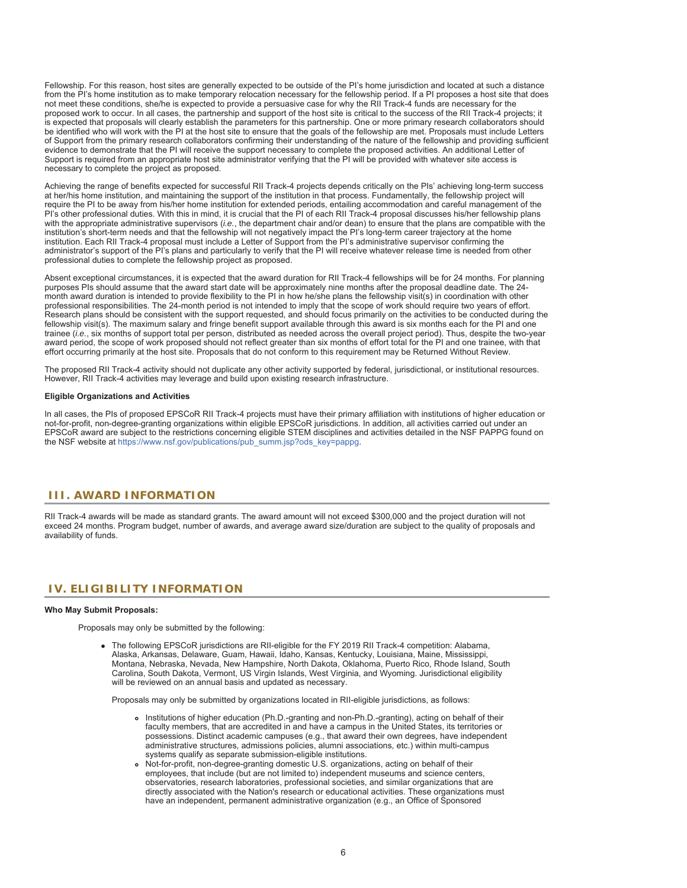Fellowship. For this reason, host sites are generally expected to be outside of the PI's home jurisdiction and located at such a distance from the PI's home institution as to make temporary relocation necessary for the fellowship period. If a PI proposes a host site that does not meet these conditions, she/he is expected to provide a persuasive case for why the RII Track-4 funds are necessary for the proposed work to occur. In all cases, the partnership and support of the host site is critical to the success of the RII Track-4 projects; it is expected that proposals will clearly establish the parameters for this partnership. One or more primary research collaborators should be identified who will work with the PI at the host site to ensure that the goals of the fellowship are met. Proposals must include Letters of Support from the primary research collaborators confirming their understanding of the nature of the fellowship and providing sufficient evidence to demonstrate that the PI will receive the support necessary to complete the proposed activities. An additional Letter of Support is required from an appropriate host site administrator verifying that the PI will be provided with whatever site access is necessary to complete the project as proposed.

Achieving the range of benefits expected for successful RII Track-4 projects depends critically on the PIs' achieving long-term success at her/his home institution, and maintaining the support of the institution in that process. Fundamentally, the fellowship project will require the PI to be away from his/her home institution for extended periods, entailing accommodation and careful management of the PI's other professional duties. With this in mind, it is crucial that the PI of each RII Track-4 proposal discusses his/her fellowship plans with the appropriate administrative supervisors (*i.e.*, the department chair and/or dean) to ensure that the plans are compatible with the institution's short-term needs and that the fellowship will not negatively impact the PI's long-term career trajectory at the home institution. Each RII Track-4 proposal must include a Letter of Support from the PI's administrative supervisor confirming the administrator's support of the PI's plans and particularly to verify that the PI will receive whatever release time is needed from other professional duties to complete the fellowship project as proposed.

Absent exceptional circumstances, it is expected that the award duration for RII Track-4 fellowships will be for 24 months. For planning purposes PIs should assume that the award start date will be approximately nine months after the proposal deadline date. The 24-month award duration is intended to provide flexibility to the PI in how he/she plans the fellowship visit(s) in coordination with other professional responsibilities. The 24-month period is not intended to imply that the scope of work should require two years of effort. Research plans should be consistent with the support requested, and should focus primarily on the activities to be conducted during the fellowship visit(s). The maximum salary and fringe benefit support available through this award is six months each for the PI and one trainee (*i.e.*, six months of support total per person, distributed as needed across the overall project period). Thus, despite the two-year award period, the scope of work proposed should not reflect greater than six months of effort total for the PI and one trainee, with that effort occurring primarily at the host site. Proposals that do not conform to this requirement may be Returned Without Review.

The proposed RII Track-4 activity should not duplicate any other activity supported by federal, jurisdictional, or institutional resources. However, RII Track-4 activities may leverage and build upon existing research infrastructure.

**Eligible Organizations and Activities**

In all cases, the PIs of proposed EPSCoR RII Track-4 projects must have their primary affiliation with institutions of higher education or not-for-profit, non-degree-granting organizations within eligible EPSCoR jurisdictions. In addition, all activities carried out under an EPSCoR award are subject to the restrictions concerning eligible STEM disciplines and activities detailed in the NSF PAPPG found on the NSF website at https://www.nsf.gov/publications/pub_summ.jsp?ods_key=pappg.

## III. AWARD INFORMATION

RII Track-4 awards will be made as standard grants. The award amount will not exceed $300,000 and the project duration will not exceed 24 months. Program budget, number of awards, and average award size/duration are subject to the quality of proposals and availability of funds.

## IV. ELIGIBILITY INFORMATION

**Who May Submit Proposals:**

Proposals may only be submitted by the following:

- The following EPSCoR jurisdictions are RII-eligible for the FY 2019 RII Track-4 competition: Alabama, Alaska, Arkansas, Delaware, Guam, Hawaii, Idaho, Kansas, Kentucky, Louisiana, Maine, Mississippi, Montana, Nebraska, Nevada, New Hampshire, North Dakota, Oklahoma, Puerto Rico, Rhode Island, South Carolina, South Dakota, Vermont, US Virgin Islands, West Virginia, and Wyoming. Jurisdictional eligibility will be reviewed on an annual basis and updated as necessary.

  Proposals may only be submitted by organizations located in RII-eligible jurisdictions, as follows:

  - Institutions of higher education (Ph.D.-granting and non-Ph.D.-granting), acting on behalf of their faculty members, that are accredited in and have a campus in the United States, its territories or possessions. Distinct academic campuses (e.g., that award their own degrees, have independent administrative structures, admissions policies, alumni associations, etc.) within multi-campus systems qualify as separate submission-eligible institutions.
  - Not-for-profit, non-degree-granting domestic U.S. organizations, acting on behalf of their employees, that include (but are not limited to) independent museums and science centers, observatories, research laboratories, professional societies, and similar organizations that are directly associated with the Nation's research or educational activities. These organizations must have an independent, permanent administrative organization (e.g., an Office of Sponsored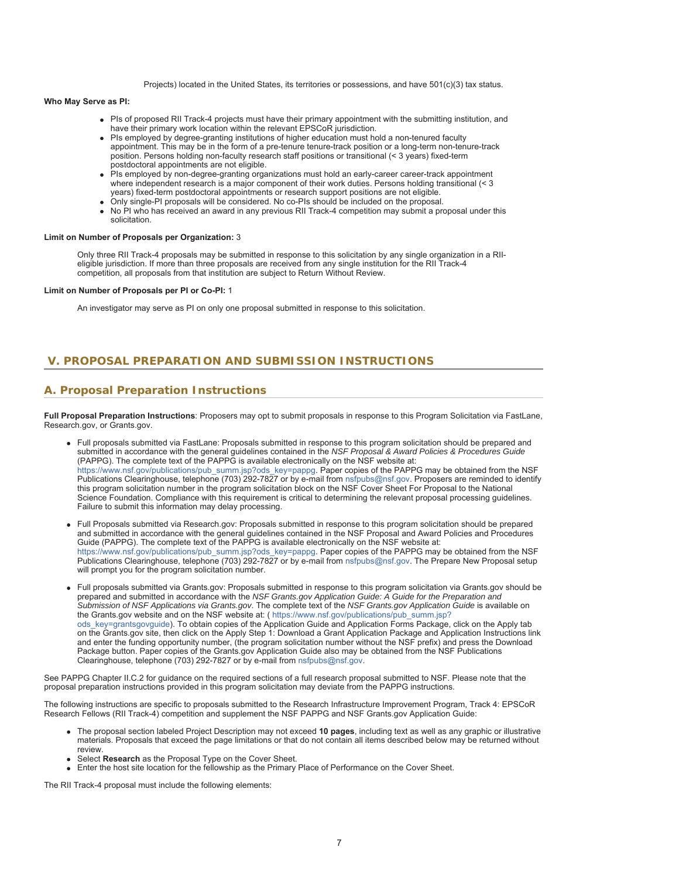Projects) located in the United States, its territories or possessions, and have 501(c)(3) tax status.

**Who May Serve as PI:**

- PIs of proposed RII Track-4 projects must have their primary appointment with the submitting institution, and have their primary work location within the relevant EPSCoR jurisdiction.
- PIs employed by degree-granting institutions of higher education must hold a non-tenured faculty appointment. This may be in the form of a pre-tenure tenure-track position or a long-term non-tenure-track position. Persons holding non-faculty research staff positions or transitional (< 3 years) fixed-term postdoctoral appointments are not eligible.
- PIs employed by non-degree-granting organizations must hold an early-career career-track appointment where independent research is a major component of their work duties. Persons holding transitional (< 3 years) fixed-term postdoctoral appointments or research support positions are not eligible.
- Only single-PI proposals will be considered. No co-PIs should be included on the proposal.
- No PI who has received an award in any previous RII Track-4 competition may submit a proposal under this solicitation.

**Limit on Number of Proposals per Organization:** 3

Only three RII Track-4 proposals may be submitted in response to this solicitation by any single organization in a RII-eligible jurisdiction. If more than three proposals are received from any single institution for the RII Track-4 competition, all proposals from that institution are subject to Return Without Review.

**Limit on Number of Proposals per PI or Co-PI:** 1

An investigator may serve as PI on only one proposal submitted in response to this solicitation.

## V. PROPOSAL PREPARATION AND SUBMISSION INSTRUCTIONS

### A. Proposal Preparation Instructions

**Full Proposal Preparation Instructions**: Proposers may opt to submit proposals in response to this Program Solicitation via FastLane, Research.gov, or Grants.gov.

- Full proposals submitted via FastLane: Proposals submitted in response to this program solicitation should be prepared and submitted in accordance with the general guidelines contained in the *NSF Proposal & Award Policies & Procedures Guide* (PAPPG). The complete text of the PAPPG is available electronically on the NSF website at: https://www.nsf.gov/publications/pub_summ.jsp?ods_key=pappg. Paper copies of the PAPPG may be obtained from the NSF Publications Clearinghouse, telephone (703) 292-7827 or by e-mail from nsfpubs@nsf.gov. Proposers are reminded to identify this program solicitation number in the program solicitation block on the NSF Cover Sheet For Proposal to the National Science Foundation. Compliance with this requirement is critical to determining the relevant proposal processing guidelines. Failure to submit this information may delay processing.

- Full Proposals submitted via Research.gov: Proposals submitted in response to this program solicitation should be prepared and submitted in accordance with the general guidelines contained in the NSF Proposal and Award Policies and Procedures Guide (PAPPG). The complete text of the PAPPG is available electronically on the NSF website at: https://www.nsf.gov/publications/pub_summ.jsp?ods_key=pappg. Paper copies of the PAPPG may be obtained from the NSF Publications Clearinghouse, telephone (703) 292-7827 or by e-mail from nsfpubs@nsf.gov. The Prepare New Proposal setup will prompt you for the program solicitation number.

- Full proposals submitted via Grants.gov: Proposals submitted in response to this program solicitation via Grants.gov should be prepared and submitted in accordance with the *NSF Grants.gov Application Guide: A Guide for the Preparation and Submission of NSF Applications via Grants.gov*. The complete text of the *NSF Grants.gov Application Guide* is available on the Grants.gov website and on the NSF website at: ( https://www.nsf.gov/publications/pub_summ.jsp?ods_key=grantsgovguide). To obtain copies of the Application Guide and Application Forms Package, click on the Apply tab on the Grants.gov site, then click on the Apply Step 1: Download a Grant Application Package and Application Instructions link and enter the funding opportunity number, (the program solicitation number without the NSF prefix) and press the Download Package button. Paper copies of the Grants.gov Application Guide also may be obtained from the NSF Publications Clearinghouse, telephone (703) 292-7827 or by e-mail from nsfpubs@nsf.gov.

See PAPPG Chapter II.C.2 for guidance on the required sections of a full research proposal submitted to NSF. Please note that the proposal preparation instructions provided in this program solicitation may deviate from the PAPPG instructions.

The following instructions are specific to proposals submitted to the Research Infrastructure Improvement Program, Track 4: EPSCoR Research Fellows (RII Track-4) competition and supplement the NSF PAPPG and NSF Grants.gov Application Guide:

- The proposal section labeled Project Description may not exceed **10 pages**, including text as well as any graphic or illustrative materials. Proposals that exceed the page limitations or that do not contain all items described below may be returned without review.
- Select **Research** as the Proposal Type on the Cover Sheet.
- Enter the host site location for the fellowship as the Primary Place of Performance on the Cover Sheet.

The RII Track-4 proposal must include the following elements: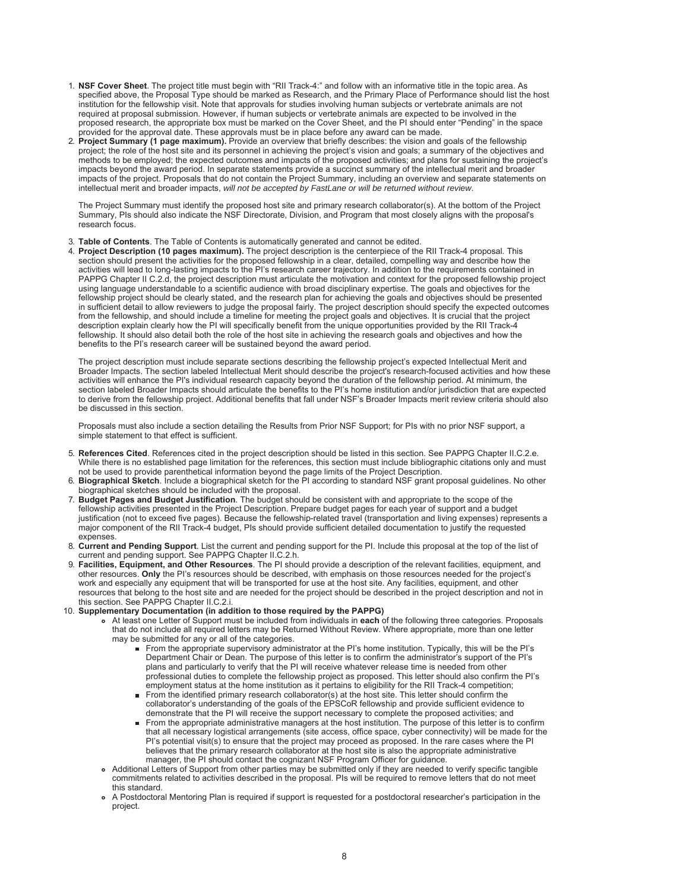1. **NSF Cover Sheet**. The project title must begin with "RII Track-4:" and follow with an informative title in the topic area. As specified above, the Proposal Type should be marked as Research, and the Primary Place of Performance should list the host institution for the fellowship visit. Note that approvals for studies involving human subjects or vertebrate animals are not required at proposal submission. However, if human subjects or vertebrate animals are expected to be involved in the proposed research, the appropriate box must be marked on the Cover Sheet, and the PI should enter "Pending" in the space provided for the approval date. These approvals must be in place before any award can be made.
2. **Project Summary (1 page maximum).** Provide an overview that briefly describes: the vision and goals of the fellowship project; the role of the host site and its personnel in achieving the project's vision and goals; a summary of the objectives and methods to be employed; the expected outcomes and impacts of the proposed activities; and plans for sustaining the project's impacts beyond the award period. In separate statements provide a succinct summary of the intellectual merit and broader impacts of the project. Proposals that do not contain the Project Summary, including an overview and separate statements on intellectual merit and broader impacts, *will not be accepted by FastLane or will be returned without review*.

   The Project Summary must identify the proposed host site and primary research collaborator(s). At the bottom of the Project Summary, PIs should also indicate the NSF Directorate, Division, and Program that most closely aligns with the proposal's research focus.

3. **Table of Contents**. The Table of Contents is automatically generated and cannot be edited.
4. **Project Description (10 pages maximum).** The project description is the centerpiece of the RII Track-4 proposal. This section should present the activities for the proposed fellowship in a clear, detailed, compelling way and describe how the activities will lead to long-lasting impacts to the PI's research career trajectory. In addition to the requirements contained in PAPPG Chapter II C.2.d, the project description must articulate the motivation and context for the proposed fellowship project using language understandable to a scientific audience with broad disciplinary expertise. The goals and objectives for the fellowship project should be clearly stated, and the research plan for achieving the goals and objectives should be presented in sufficient detail to allow reviewers to judge the proposal fairly. The project description should specify the expected outcomes from the fellowship, and should include a timeline for meeting the project goals and objectives. It is crucial that the project description explain clearly how the PI will specifically benefit from the unique opportunities provided by the RII Track-4 fellowship. It should also detail both the role of the host site in achieving the research goals and objectives and how the benefits to the PI's research career will be sustained beyond the award period.

   The project description must include separate sections describing the fellowship project's expected Intellectual Merit and Broader Impacts. The section labeled Intellectual Merit should describe the project's research-focused activities and how these activities will enhance the PI's individual research capacity beyond the duration of the fellowship period. At minimum, the section labeled Broader Impacts should articulate the benefits to the PI's home institution and/or jurisdiction that are expected to derive from the fellowship project. Additional benefits that fall under NSF's Broader Impacts merit review criteria should also be discussed in this section.

   Proposals must also include a section detailing the Results from Prior NSF Support; for PIs with no prior NSF support, a simple statement to that effect is sufficient.

5. **References Cited**. References cited in the project description should be listed in this section. See PAPPG Chapter II.C.2.e. While there is no established page limitation for the references, this section must include bibliographic citations only and must not be used to provide parenthetical information beyond the page limits of the Project Description.
6. **Biographical Sketch**. Include a biographical sketch for the PI according to standard NSF grant proposal guidelines. No other biographical sketches should be included with the proposal.
7. **Budget Pages and Budget Justification**. The budget should be consistent with and appropriate to the scope of the fellowship activities presented in the Project Description. Prepare budget pages for each year of support and a budget justification (not to exceed five pages). Because the fellowship-related travel (transportation and living expenses) represents a major component of the RII Track-4 budget, PIs should provide sufficient detailed documentation to justify the requested expenses.
8. **Current and Pending Support**. List the current and pending support for the PI. Include this proposal at the top of the list of current and pending support. See PAPPG Chapter II.C.2.h.
9. **Facilities, Equipment, and Other Resources**. The PI should provide a description of the relevant facilities, equipment, and other resources. **Only** the PI's resources should be described, with emphasis on those resources needed for the project's work and especially any equipment that will be transported for use at the host site. Any facilities, equipment, and other resources that belong to the host site and are needed for the project should be described in the project description and not in this section. See PAPPG Chapter II.C.2.i.
10. **Supplementary Documentation (in addition to those required by the PAPPG)**
    - At least one Letter of Support must be included from individuals in **each** of the following three categories. Proposals that do not include all required letters may be Returned Without Review. Where appropriate, more than one letter may be submitted for any or all of the categories.
      - From the appropriate supervisory administrator at the PI's home institution. Typically, this will be the PI's Department Chair or Dean. The purpose of this letter is to confirm the administrator's support of the PI's plans and particularly to verify that the PI will receive whatever release time is needed from other professional duties to complete the fellowship project as proposed. This letter should also confirm the PI's employment status at the home institution as it pertains to eligibility for the RII Track-4 competition;
      - From the identified primary research collaborator(s) at the host site. This letter should confirm the collaborator's understanding of the goals of the EPSCoR fellowship and provide sufficient evidence to demonstrate that the PI will receive the support necessary to complete the proposed activities; and
      - From the appropriate administrative managers at the host institution. The purpose of this letter is to confirm that all necessary logistical arrangements (site access, office space, cyber connectivity) will be made for the PI's potential visit(s) to ensure that the project may proceed as proposed. In the rare cases where the PI believes that the primary research collaborator at the host site is also the appropriate administrative manager, the PI should contact the cognizant NSF Program Officer for guidance.
    - Additional Letters of Support from other parties may be submitted only if they are needed to verify specific tangible commitments related to activities described in the proposal. PIs will be required to remove letters that do not meet this standard.
    - A Postdoctoral Mentoring Plan is required if support is requested for a postdoctoral researcher's participation in the project.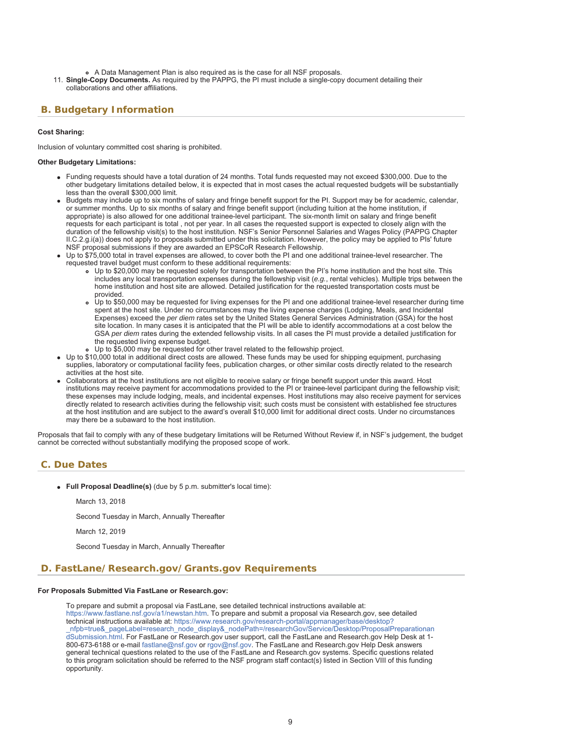- A Data Management Plan is also required as is the case for all NSF proposals.

11. **Single-Copy Documents.** As required by the PAPPG, the PI must include a single-copy document detailing their collaborations and other affiliations.

## B. Budgetary Information

**Cost Sharing:**

Inclusion of voluntary committed cost sharing is prohibited.

**Other Budgetary Limitations:**

- Funding requests should have a total duration of 24 months. Total funds requested may not exceed $300,000. Due to the other budgetary limitations detailed below, it is expected that in most cases the actual requested budgets will be substantially less than the overall $300,000 limit.
- Budgets may include up to six months of salary and fringe benefit support for the PI. Support may be for academic, calendar, or summer months. Up to six months of salary and fringe benefit support (including tuition at the home institution, if appropriate) is also allowed for one additional trainee-level participant. The six-month limit on salary and fringe benefit requests for each participant is total , not per year. In all cases the requested support is expected to closely align with the duration of the fellowship visit(s) to the host institution. NSF's Senior Personnel Salaries and Wages Policy (PAPPG Chapter II.C.2.g.i(a)) does not apply to proposals submitted under this solicitation. However, the policy may be applied to PIs' future NSF proposal submissions if they are awarded an EPSCoR Research Fellowship.
- Up to $75,000 total in travel expenses are allowed, to cover both the PI and one additional trainee-level researcher. The requested travel budget must conform to these additional requirements:
  - Up to $20,000 may be requested solely for transportation between the PI's home institution and the host site. This includes any local transportation expenses during the fellowship visit (*e.g.*, rental vehicles). Multiple trips between the home institution and host site are allowed. Detailed justification for the requested transportation costs must be provided.
  - Up to $50,000 may be requested for living expenses for the PI and one additional trainee-level researcher during time spent at the host site. Under no circumstances may the living expense charges (Lodging, Meals, and Incidental Expenses) exceed the *per diem* rates set by the United States General Services Administration (GSA) for the host site location. In many cases it is anticipated that the PI will be able to identify accommodations at a cost below the GSA *per diem* rates during the extended fellowship visits. In all cases the PI must provide a detailed justification for the requested living expense budget.
  - Up to $5,000 may be requested for other travel related to the fellowship project.
- Up to $10,000 total in additional direct costs are allowed. These funds may be used for shipping equipment, purchasing supplies, laboratory or computational facility fees, publication charges, or other similar costs directly related to the research activities at the host site.
- Collaborators at the host institutions are not eligible to receive salary or fringe benefit support under this award. Host institutions may receive payment for accommodations provided to the PI or trainee-level participant during the fellowship visit; these expenses may include lodging, meals, and incidental expenses. Host institutions may also receive payment for services directly related to research activities during the fellowship visit; such costs must be consistent with established fee structures at the host institution and are subject to the award's overall $10,000 limit for additional direct costs. Under no circumstances may there be a subaward to the host institution.

Proposals that fail to comply with any of these budgetary limitations will be Returned Without Review if, in NSF's judgement, the budget cannot be corrected without substantially modifying the proposed scope of work.

## C. Due Dates

- **Full Proposal Deadline(s)** (due by 5 p.m. submitter's local time):

  March 13, 2018

  Second Tuesday in March, Annually Thereafter

  March 12, 2019

  Second Tuesday in March, Annually Thereafter

## D. FastLane/Research.gov/Grants.gov Requirements

**For Proposals Submitted Via FastLane or Research.gov:**

To prepare and submit a proposal via FastLane, see detailed technical instructions available at: https://www.fastlane.nsf.gov/a1/newstan.htm. To prepare and submit a proposal via Research.gov, see detailed technical instructions available at: https://www.research.gov/research-portal/appmanager/base/desktop?_nfpb=true&_pageLabel=research_node_display&_nodePath=/researchGov/Service/Desktop/ProposalPreparationandSubmission.html. For FastLane or Research.gov user support, call the FastLane and Research.gov Help Desk at 1-800-673-6188 or e-mail fastlane@nsf.gov or rgov@nsf.gov. The FastLane and Research.gov Help Desk answers general technical questions related to the use of the FastLane and Research.gov systems. Specific questions related to this program solicitation should be referred to the NSF program staff contact(s) listed in Section VIII of this funding opportunity.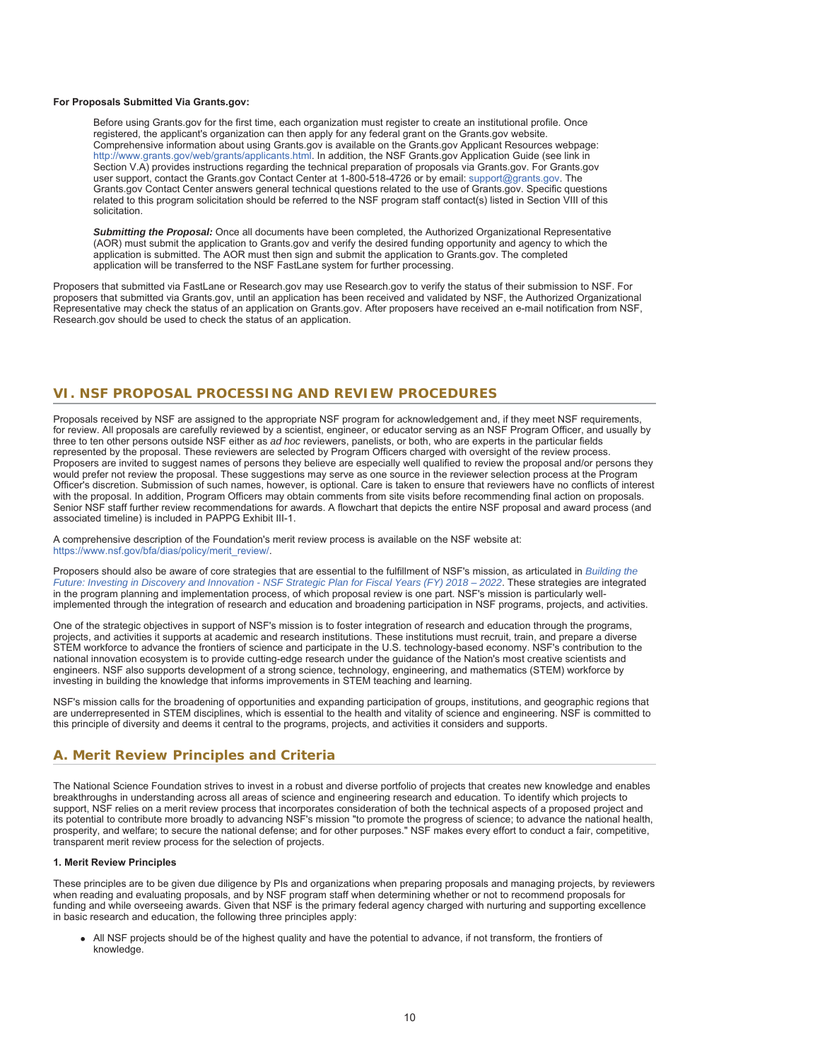**For Proposals Submitted Via Grants.gov:**

Before using Grants.gov for the first time, each organization must register to create an institutional profile. Once registered, the applicant's organization can then apply for any federal grant on the Grants.gov website. Comprehensive information about using Grants.gov is available on the Grants.gov Applicant Resources webpage: http://www.grants.gov/web/grants/applicants.html. In addition, the NSF Grants.gov Application Guide (see link in Section V.A) provides instructions regarding the technical preparation of proposals via Grants.gov. For Grants.gov user support, contact the Grants.gov Contact Center at 1-800-518-4726 or by email: support@grants.gov. The Grants.gov Contact Center answers general technical questions related to the use of Grants.gov. Specific questions related to this program solicitation should be referred to the NSF program staff contact(s) listed in Section VIII of this solicitation.

***Submitting the Proposal:*** Once all documents have been completed, the Authorized Organizational Representative (AOR) must submit the application to Grants.gov and verify the desired funding opportunity and agency to which the application is submitted. The AOR must then sign and submit the application to Grants.gov. The completed application will be transferred to the NSF FastLane system for further processing.

Proposers that submitted via FastLane or Research.gov may use Research.gov to verify the status of their submission to NSF. For proposers that submitted via Grants.gov, until an application has been received and validated by NSF, the Authorized Organizational Representative may check the status of an application on Grants.gov. After proposers have received an e-mail notification from NSF, Research.gov should be used to check the status of an application.

## VI. NSF PROPOSAL PROCESSING AND REVIEW PROCEDURES

Proposals received by NSF are assigned to the appropriate NSF program for acknowledgement and, if they meet NSF requirements, for review. All proposals are carefully reviewed by a scientist, engineer, or educator serving as an NSF Program Officer, and usually by three to ten other persons outside NSF either as *ad hoc* reviewers, panelists, or both, who are experts in the particular fields represented by the proposal. These reviewers are selected by Program Officers charged with oversight of the review process. Proposers are invited to suggest names of persons they believe are especially well qualified to review the proposal and/or persons they would prefer not review the proposal. These suggestions may serve as one source in the reviewer selection process at the Program Officer's discretion. Submission of such names, however, is optional. Care is taken to ensure that reviewers have no conflicts of interest with the proposal. In addition, Program Officers may obtain comments from site visits before recommending final action on proposals. Senior NSF staff further review recommendations for awards. A flowchart that depicts the entire NSF proposal and award process (and associated timeline) is included in PAPPG Exhibit III-1.

A comprehensive description of the Foundation's merit review process is available on the NSF website at: https://www.nsf.gov/bfa/dias/policy/merit_review/.

Proposers should also be aware of core strategies that are essential to the fulfillment of NSF's mission, as articulated in *Building the Future: Investing in Discovery and Innovation - NSF Strategic Plan for Fiscal Years (FY) 2018 – 2022*. These strategies are integrated in the program planning and implementation process, of which proposal review is one part. NSF's mission is particularly well-implemented through the integration of research and education and broadening participation in NSF programs, projects, and activities.

One of the strategic objectives in support of NSF's mission is to foster integration of research and education through the programs, projects, and activities it supports at academic and research institutions. These institutions must recruit, train, and prepare a diverse STEM workforce to advance the frontiers of science and participate in the U.S. technology-based economy. NSF's contribution to the national innovation ecosystem is to provide cutting-edge research under the guidance of the Nation's most creative scientists and engineers. NSF also supports development of a strong science, technology, engineering, and mathematics (STEM) workforce by investing in building the knowledge that informs improvements in STEM teaching and learning.

NSF's mission calls for the broadening of opportunities and expanding participation of groups, institutions, and geographic regions that are underrepresented in STEM disciplines, which is essential to the health and vitality of science and engineering. NSF is committed to this principle of diversity and deems it central to the programs, projects, and activities it considers and supports.

### A. Merit Review Principles and Criteria

The National Science Foundation strives to invest in a robust and diverse portfolio of projects that creates new knowledge and enables breakthroughs in understanding across all areas of science and engineering research and education. To identify which projects to support, NSF relies on a merit review process that incorporates consideration of both the technical aspects of a proposed project and its potential to contribute more broadly to advancing NSF's mission "to promote the progress of science; to advance the national health, prosperity, and welfare; to secure the national defense; and for other purposes." NSF makes every effort to conduct a fair, competitive, transparent merit review process for the selection of projects.

**1. Merit Review Principles**

These principles are to be given due diligence by PIs and organizations when preparing proposals and managing projects, by reviewers when reading and evaluating proposals, and by NSF program staff when determining whether or not to recommend proposals for funding and while overseeing awards. Given that NSF is the primary federal agency charged with nurturing and supporting excellence in basic research and education, the following three principles apply:

- All NSF projects should be of the highest quality and have the potential to advance, if not transform, the frontiers of knowledge.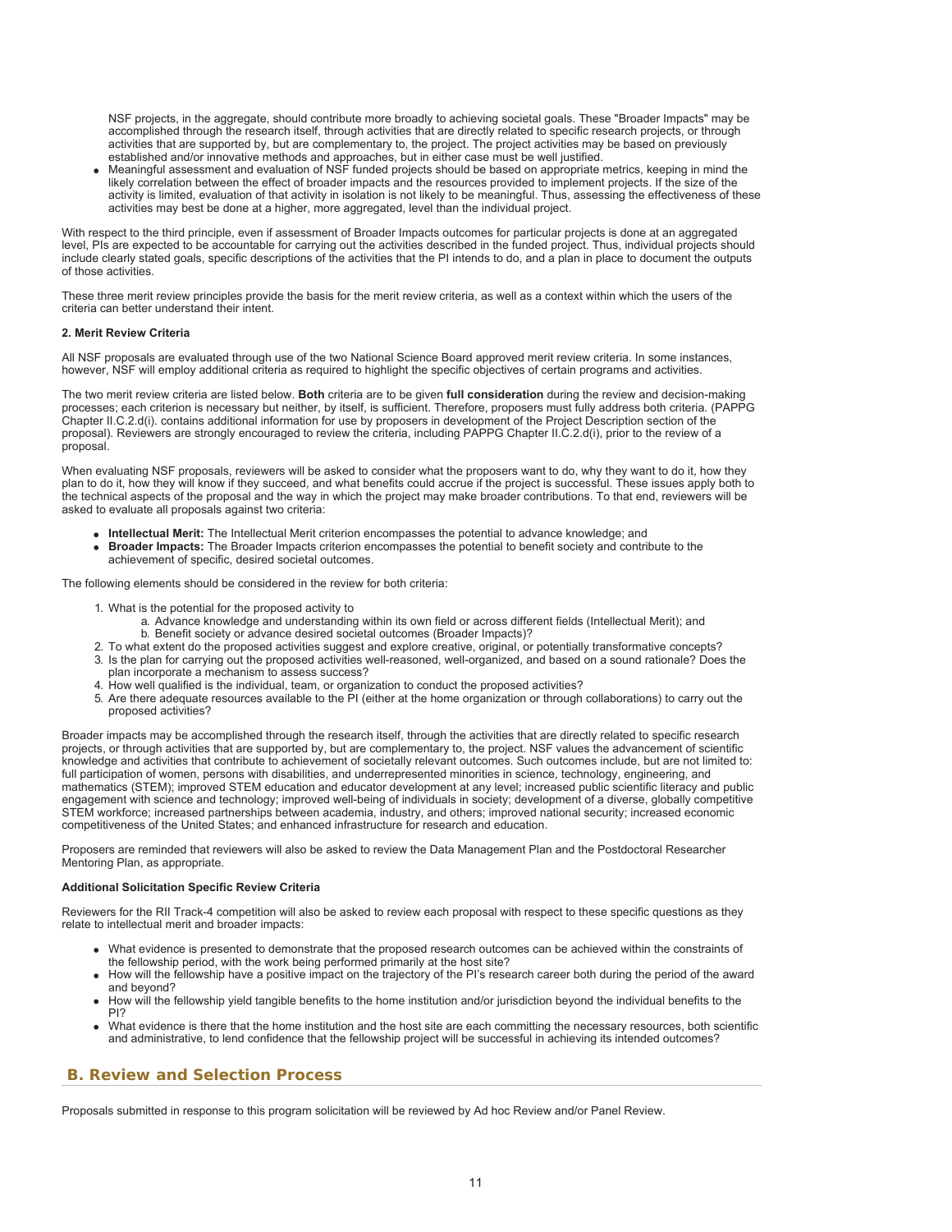NSF projects, in the aggregate, should contribute more broadly to achieving societal goals. These "Broader Impacts" may be accomplished through the research itself, through activities that are directly related to specific research projects, or through activities that are supported by, but are complementary to, the project. The project activities may be based on previously established and/or innovative methods and approaches, but in either case must be well justified.

- Meaningful assessment and evaluation of NSF funded projects should be based on appropriate metrics, keeping in mind the likely correlation between the effect of broader impacts and the resources provided to implement projects. If the size of the activity is limited, evaluation of that activity in isolation is not likely to be meaningful. Thus, assessing the effectiveness of these activities may best be done at a higher, more aggregated, level than the individual project.

With respect to the third principle, even if assessment of Broader Impacts outcomes for particular projects is done at an aggregated level, PIs are expected to be accountable for carrying out the activities described in the funded project. Thus, individual projects should include clearly stated goals, specific descriptions of the activities that the PI intends to do, and a plan in place to document the outputs of those activities.

These three merit review principles provide the basis for the merit review criteria, as well as a context within which the users of the criteria can better understand their intent.

**2. Merit Review Criteria**

All NSF proposals are evaluated through use of the two National Science Board approved merit review criteria. In some instances, however, NSF will employ additional criteria as required to highlight the specific objectives of certain programs and activities.

The two merit review criteria are listed below. **Both** criteria are to be given **full consideration** during the review and decision-making processes; each criterion is necessary but neither, by itself, is sufficient. Therefore, proposers must fully address both criteria. (PAPPG Chapter II.C.2.d(i). contains additional information for use by proposers in development of the Project Description section of the proposal). Reviewers are strongly encouraged to review the criteria, including PAPPG Chapter II.C.2.d(i), prior to the review of a proposal.

When evaluating NSF proposals, reviewers will be asked to consider what the proposers want to do, why they want to do it, how they plan to do it, how they will know if they succeed, and what benefits could accrue if the project is successful. These issues apply both to the technical aspects of the proposal and the way in which the project may make broader contributions. To that end, reviewers will be asked to evaluate all proposals against two criteria:

- **Intellectual Merit:** The Intellectual Merit criterion encompasses the potential to advance knowledge; and
- **Broader Impacts:** The Broader Impacts criterion encompasses the potential to benefit society and contribute to the achievement of specific, desired societal outcomes.

The following elements should be considered in the review for both criteria:

1. What is the potential for the proposed activity to
   a. Advance knowledge and understanding within its own field or across different fields (Intellectual Merit); and
   b. Benefit society or advance desired societal outcomes (Broader Impacts)?
2. To what extent do the proposed activities suggest and explore creative, original, or potentially transformative concepts?
3. Is the plan for carrying out the proposed activities well-reasoned, well-organized, and based on a sound rationale? Does the plan incorporate a mechanism to assess success?
4. How well qualified is the individual, team, or organization to conduct the proposed activities?
5. Are there adequate resources available to the PI (either at the home organization or through collaborations) to carry out the proposed activities?

Broader impacts may be accomplished through the research itself, through the activities that are directly related to specific research projects, or through activities that are supported by, but are complementary to, the project. NSF values the advancement of scientific knowledge and activities that contribute to achievement of societally relevant outcomes. Such outcomes include, but are not limited to: full participation of women, persons with disabilities, and underrepresented minorities in science, technology, engineering, and mathematics (STEM); improved STEM education and educator development at any level; increased public scientific literacy and public engagement with science and technology; improved well-being of individuals in society; development of a diverse, globally competitive STEM workforce; increased partnerships between academia, industry, and others; improved national security; increased economic competitiveness of the United States; and enhanced infrastructure for research and education.

Proposers are reminded that reviewers will also be asked to review the Data Management Plan and the Postdoctoral Researcher Mentoring Plan, as appropriate.

**Additional Solicitation Specific Review Criteria**

Reviewers for the RII Track-4 competition will also be asked to review each proposal with respect to these specific questions as they relate to intellectual merit and broader impacts:

- What evidence is presented to demonstrate that the proposed research outcomes can be achieved within the constraints of the fellowship period, with the work being performed primarily at the host site?
- How will the fellowship have a positive impact on the trajectory of the PI's research career both during the period of the award and beyond?
- How will the fellowship yield tangible benefits to the home institution and/or jurisdiction beyond the individual benefits to the PI?
- What evidence is there that the home institution and the host site are each committing the necessary resources, both scientific and administrative, to lend confidence that the fellowship project will be successful in achieving its intended outcomes?

## B. Review and Selection Process

Proposals submitted in response to this program solicitation will be reviewed by Ad hoc Review and/or Panel Review.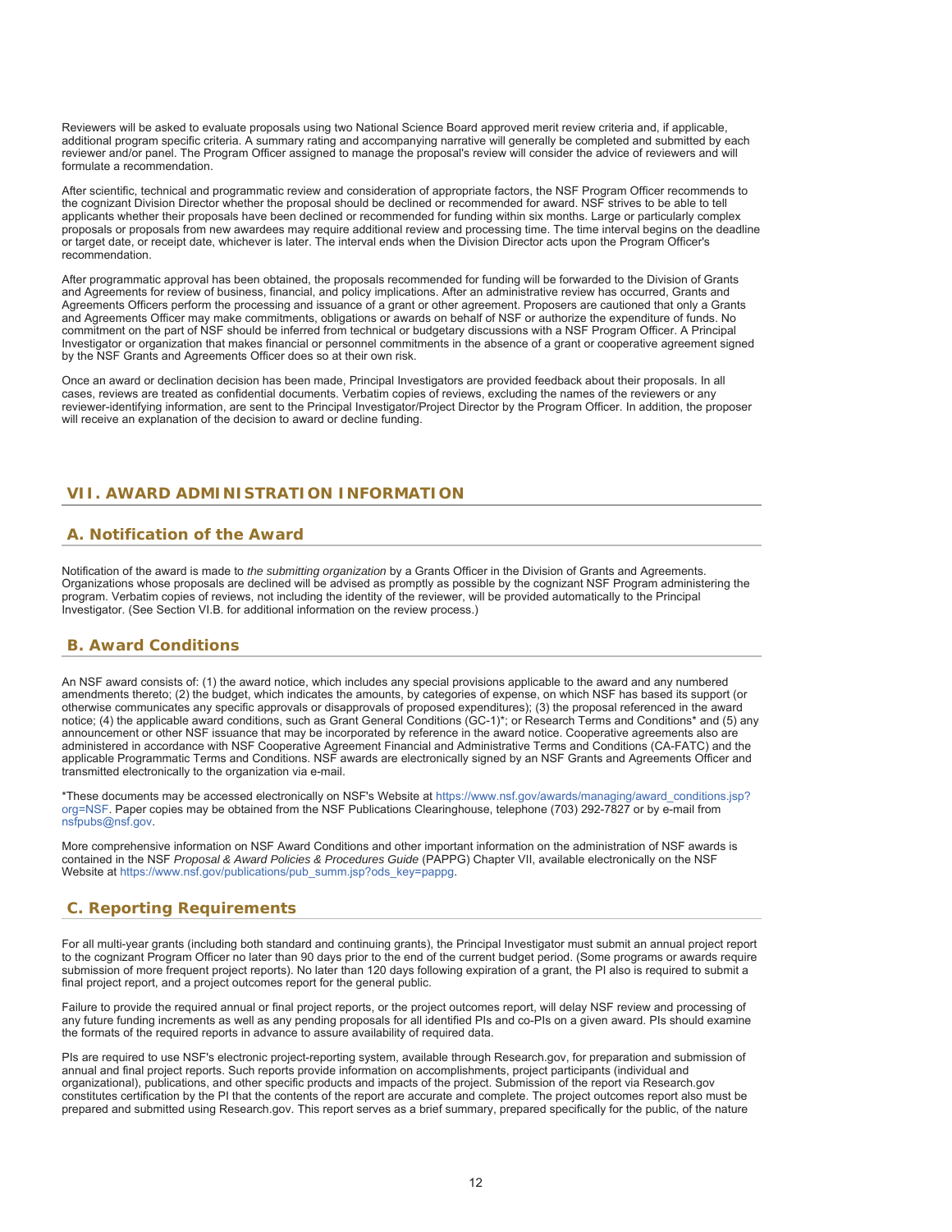Reviewers will be asked to evaluate proposals using two National Science Board approved merit review criteria and, if applicable, additional program specific criteria. A summary rating and accompanying narrative will generally be completed and submitted by each reviewer and/or panel. The Program Officer assigned to manage the proposal's review will consider the advice of reviewers and will formulate a recommendation.

After scientific, technical and programmatic review and consideration of appropriate factors, the NSF Program Officer recommends to the cognizant Division Director whether the proposal should be declined or recommended for award. NSF strives to be able to tell applicants whether their proposals have been declined or recommended for funding within six months. Large or particularly complex proposals or proposals from new awardees may require additional review and processing time. The time interval begins on the deadline or target date, or receipt date, whichever is later. The interval ends when the Division Director acts upon the Program Officer's recommendation.

After programmatic approval has been obtained, the proposals recommended for funding will be forwarded to the Division of Grants and Agreements for review of business, financial, and policy implications. After an administrative review has occurred, Grants and Agreements Officers perform the processing and issuance of a grant or other agreement. Proposers are cautioned that only a Grants and Agreements Officer may make commitments, obligations or awards on behalf of NSF or authorize the expenditure of funds. No commitment on the part of NSF should be inferred from technical or budgetary discussions with a NSF Program Officer. A Principal Investigator or organization that makes financial or personnel commitments in the absence of a grant or cooperative agreement signed by the NSF Grants and Agreements Officer does so at their own risk.

Once an award or declination decision has been made, Principal Investigators are provided feedback about their proposals. In all cases, reviews are treated as confidential documents. Verbatim copies of reviews, excluding the names of the reviewers or any reviewer-identifying information, are sent to the Principal Investigator/Project Director by the Program Officer. In addition, the proposer will receive an explanation of the decision to award or decline funding.

## VII. AWARD ADMINISTRATION INFORMATION

### A. Notification of the Award

Notification of the award is made to *the submitting organization* by a Grants Officer in the Division of Grants and Agreements. Organizations whose proposals are declined will be advised as promptly as possible by the cognizant NSF Program administering the program. Verbatim copies of reviews, not including the identity of the reviewer, will be provided automatically to the Principal Investigator. (See Section VI.B. for additional information on the review process.)

### B. Award Conditions

An NSF award consists of: (1) the award notice, which includes any special provisions applicable to the award and any numbered amendments thereto; (2) the budget, which indicates the amounts, by categories of expense, on which NSF has based its support (or otherwise communicates any specific approvals or disapprovals of proposed expenditures); (3) the proposal referenced in the award notice; (4) the applicable award conditions, such as Grant General Conditions (GC-1)*; or Research Terms and Conditions* and (5) any announcement or other NSF issuance that may be incorporated by reference in the award notice. Cooperative agreements also are administered in accordance with NSF Cooperative Agreement Financial and Administrative Terms and Conditions (CA-FATC) and the applicable Programmatic Terms and Conditions. NSF awards are electronically signed by an NSF Grants and Agreements Officer and transmitted electronically to the organization via e-mail.

*These documents may be accessed electronically on NSF's Website at https://www.nsf.gov/awards/managing/award_conditions.jsp?org=NSF. Paper copies may be obtained from the NSF Publications Clearinghouse, telephone (703) 292-7827 or by e-mail from nsfpubs@nsf.gov.

More comprehensive information on NSF Award Conditions and other important information on the administration of NSF awards is contained in the NSF *Proposal & Award Policies & Procedures Guide* (PAPPG) Chapter VII, available electronically on the NSF Website at https://www.nsf.gov/publications/pub_summ.jsp?ods_key=pappg.

### C. Reporting Requirements

For all multi-year grants (including both standard and continuing grants), the Principal Investigator must submit an annual project report to the cognizant Program Officer no later than 90 days prior to the end of the current budget period. (Some programs or awards require submission of more frequent project reports). No later than 120 days following expiration of a grant, the PI also is required to submit a final project report, and a project outcomes report for the general public.

Failure to provide the required annual or final project reports, or the project outcomes report, will delay NSF review and processing of any future funding increments as well as any pending proposals for all identified PIs and co-PIs on a given award. PIs should examine the formats of the required reports in advance to assure availability of required data.

PIs are required to use NSF's electronic project-reporting system, available through Research.gov, for preparation and submission of annual and final project reports. Such reports provide information on accomplishments, project participants (individual and organizational), publications, and other specific products and impacts of the project. Submission of the report via Research.gov constitutes certification by the PI that the contents of the report are accurate and complete. The project outcomes report also must be prepared and submitted using Research.gov. This report serves as a brief summary, prepared specifically for the public, of the nature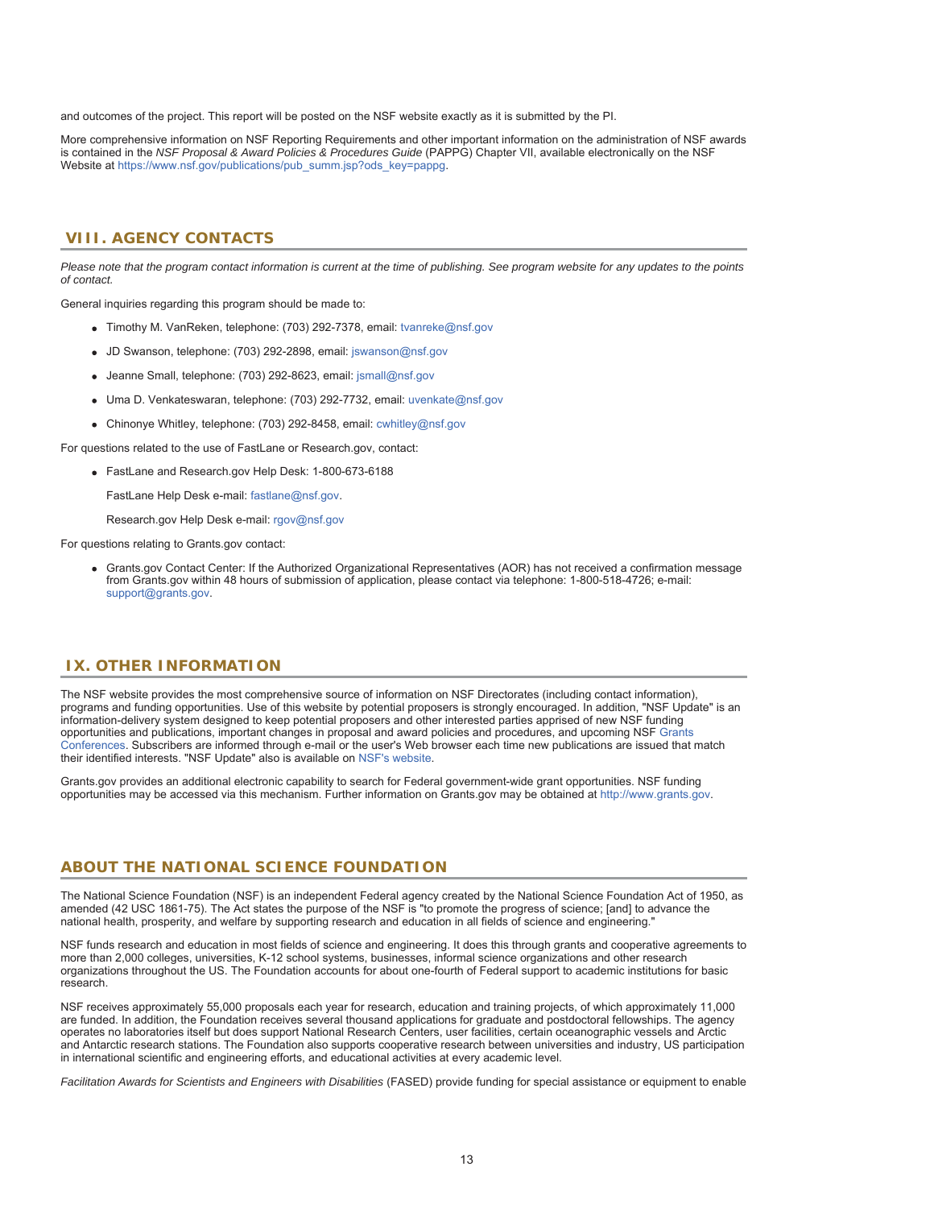and outcomes of the project. This report will be posted on the NSF website exactly as it is submitted by the PI.

More comprehensive information on NSF Reporting Requirements and other important information on the administration of NSF awards is contained in the *NSF Proposal & Award Policies & Procedures Guide* (PAPPG) Chapter VII, available electronically on the NSF Website at https://www.nsf.gov/publications/pub_summ.jsp?ods_key=pappg.

## VIII. AGENCY CONTACTS

*Please note that the program contact information is current at the time of publishing. See program website for any updates to the points of contact.*

General inquiries regarding this program should be made to:

- Timothy M. VanReken, telephone: (703) 292-7378, email: tvanreke@nsf.gov
- JD Swanson, telephone: (703) 292-2898, email: jswanson@nsf.gov
- Jeanne Small, telephone: (703) 292-8623, email: jsmall@nsf.gov
- Uma D. Venkateswaran, telephone: (703) 292-7732, email: uvenkate@nsf.gov
- Chinonye Whitley, telephone: (703) 292-8458, email: cwhitley@nsf.gov

For questions related to the use of FastLane or Research.gov, contact:

- FastLane and Research.gov Help Desk: 1-800-673-6188

  FastLane Help Desk e-mail: fastlane@nsf.gov.

  Research.gov Help Desk e-mail: rgov@nsf.gov

For questions relating to Grants.gov contact:

- Grants.gov Contact Center: If the Authorized Organizational Representatives (AOR) has not received a confirmation message from Grants.gov within 48 hours of submission of application, please contact via telephone: 1-800-518-4726; e-mail: support@grants.gov.

## IX. OTHER INFORMATION

The NSF website provides the most comprehensive source of information on NSF Directorates (including contact information), programs and funding opportunities. Use of this website by potential proposers is strongly encouraged. In addition, "NSF Update" is an information-delivery system designed to keep potential proposers and other interested parties apprised of new NSF funding opportunities and publications, important changes in proposal and award policies and procedures, and upcoming NSF Grants Conferences. Subscribers are informed through e-mail or the user's Web browser each time new publications are issued that match their identified interests. "NSF Update" also is available on NSF's website.

Grants.gov provides an additional electronic capability to search for Federal government-wide grant opportunities. NSF funding opportunities may be accessed via this mechanism. Further information on Grants.gov may be obtained at http://www.grants.gov.

## ABOUT THE NATIONAL SCIENCE FOUNDATION

The National Science Foundation (NSF) is an independent Federal agency created by the National Science Foundation Act of 1950, as amended (42 USC 1861-75). The Act states the purpose of the NSF is "to promote the progress of science; [and] to advance the national health, prosperity, and welfare by supporting research and education in all fields of science and engineering."

NSF funds research and education in most fields of science and engineering. It does this through grants and cooperative agreements to more than 2,000 colleges, universities, K-12 school systems, businesses, informal science organizations and other research organizations throughout the US. The Foundation accounts for about one-fourth of Federal support to academic institutions for basic research.

NSF receives approximately 55,000 proposals each year for research, education and training projects, of which approximately 11,000 are funded. In addition, the Foundation receives several thousand applications for graduate and postdoctoral fellowships. The agency operates no laboratories itself but does support National Research Centers, user facilities, certain oceanographic vessels and Arctic and Antarctic research stations. The Foundation also supports cooperative research between universities and industry, US participation in international scientific and engineering efforts, and educational activities at every academic level.

*Facilitation Awards for Scientists and Engineers with Disabilities* (FASED) provide funding for special assistance or equipment to enable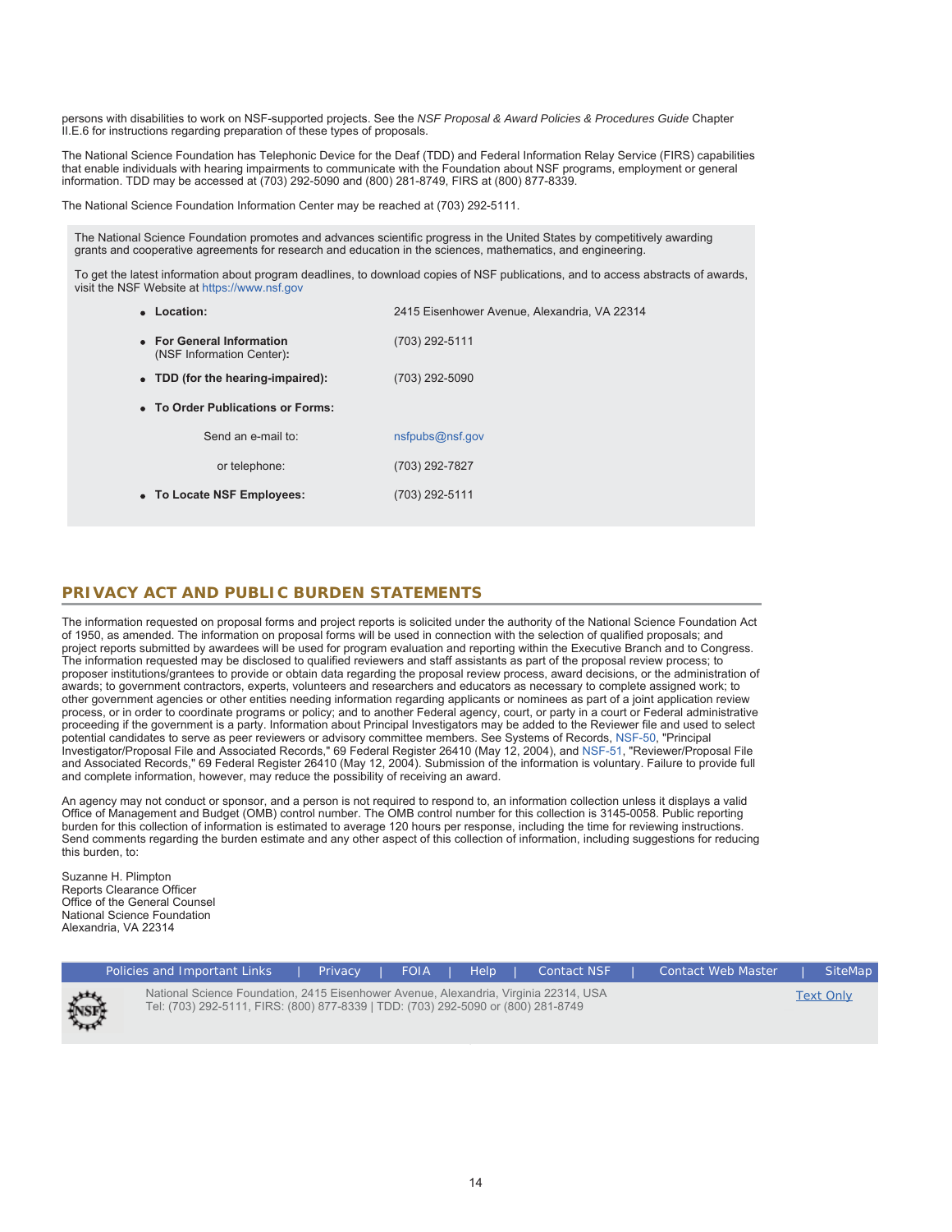persons with disabilities to work on NSF-supported projects. See the *NSF Proposal & Award Policies & Procedures Guide* Chapter II.E.6 for instructions regarding preparation of these types of proposals.

The National Science Foundation has Telephonic Device for the Deaf (TDD) and Federal Information Relay Service (FIRS) capabilities that enable individuals with hearing impairments to communicate with the Foundation about NSF programs, employment or general information. TDD may be accessed at (703) 292-5090 and (800) 281-8749, FIRS at (800) 877-8339.

The National Science Foundation Information Center may be reached at (703) 292-5111.

The National Science Foundation promotes and advances scientific progress in the United States by competitively awarding grants and cooperative agreements for research and education in the sciences, mathematics, and engineering.

To get the latest information about program deadlines, to download copies of NSF publications, and to access abstracts of awards, visit the NSF Website at https://www.nsf.gov

- **Location:** 2415 Eisenhower Avenue, Alexandria, VA 22314
- **For General Information** (NSF Information Center)**:** (703) 292-5111
- **TDD (for the hearing-impaired):** (703) 292-5090
- **To Order Publications or Forms:**
  - Send an e-mail to: nsfpubs@nsf.gov
  - or telephone: (703) 292-7827
- **To Locate NSF Employees:** (703) 292-5111

## PRIVACY ACT AND PUBLIC BURDEN STATEMENTS

The information requested on proposal forms and project reports is solicited under the authority of the National Science Foundation Act of 1950, as amended. The information on proposal forms will be used in connection with the selection of qualified proposals; and project reports submitted by awardees will be used for program evaluation and reporting within the Executive Branch and to Congress. The information requested may be disclosed to qualified reviewers and staff assistants as part of the proposal review process; to proposer institutions/grantees to provide or obtain data regarding the proposal review process, award decisions, or the administration of awards; to government contractors, experts, volunteers and researchers and educators as necessary to complete assigned work; to other government agencies or other entities needing information regarding applicants or nominees as part of a joint application review process, or in order to coordinate programs or policy; and to another Federal agency, court, or party in a court or Federal administrative proceeding if the government is a party. Information about Principal Investigators may be added to the Reviewer file and used to select potential candidates to serve as peer reviewers or advisory committee members. See Systems of Records, NSF-50, "Principal Investigator/Proposal File and Associated Records," 69 Federal Register 26410 (May 12, 2004), and NSF-51, "Reviewer/Proposal File and Associated Records," 69 Federal Register 26410 (May 12, 2004). Submission of the information is voluntary. Failure to provide full and complete information, however, may reduce the possibility of receiving an award.

An agency may not conduct or sponsor, and a person is not required to respond to, an information collection unless it displays a valid Office of Management and Budget (OMB) control number. The OMB control number for this collection is 3145-0058. Public reporting burden for this collection of information is estimated to average 120 hours per response, including the time for reviewing instructions. Send comments regarding the burden estimate and any other aspect of this collection of information, including suggestions for reducing this burden, to:

Suzanne H. Plimpton
Reports Clearance Officer
Office of the General Counsel
National Science Foundation
Alexandria, VA 22314

Policies and Important Links | Privacy | FOIA | Help | Contact NSF | Contact Web Master | SiteMap

National Science Foundation, 2415 Eisenhower Avenue, Alexandria, Virginia 22314, USA
Tel: (703) 292-5111, FIRS: (800) 877-8339 | TDD: (703) 292-5090 or (800) 281-8749

Text Only